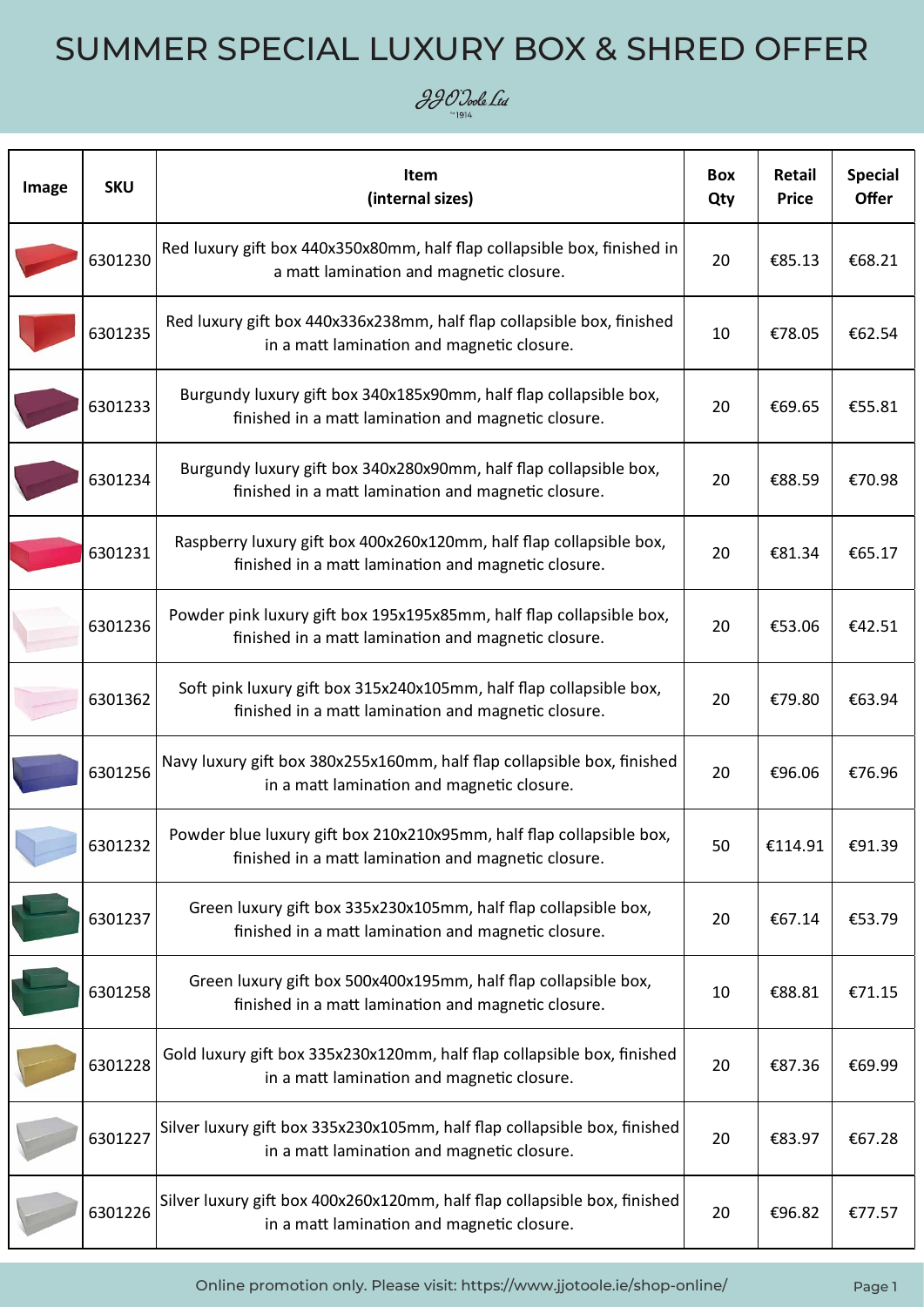# SUMMER SPECIAL LUXURY BOX & SHRED OFFER

JJO'Toole Ltd
~1914

| Image | SKU | Item (internal sizes) | Box Qty | Retail Price | Special Offer |
|---|---|---|---|---|---|
| | 6301230 | Red luxury gift box 440x350x80mm, half flap collapsible box, finished in a matt lamination and magnetic closure. | 20 | €85.13 | €68.21 |
| | 6301235 | Red luxury gift box 440x336x238mm, half flap collapsible box, finished in a matt lamination and magnetic closure. | 10 | €78.05 | €62.54 |
| | 6301233 | Burgundy luxury gift box 340x185x90mm, half flap collapsible box, finished in a matt lamination and magnetic closure. | 20 | €69.65 | €55.81 |
| | 6301234 | Burgundy luxury gift box 340x280x90mm, half flap collapsible box, finished in a matt lamination and magnetic closure. | 20 | €88.59 | €70.98 |
| | 6301231 | Raspberry luxury gift box 400x260x120mm, half flap collapsible box, finished in a matt lamination and magnetic closure. | 20 | €81.34 | €65.17 |
| | 6301236 | Powder pink luxury gift box 195x195x85mm, half flap collapsible box, finished in a matt lamination and magnetic closure. | 20 | €53.06 | €42.51 |
| | 6301362 | Soft pink luxury gift box 315x240x105mm, half flap collapsible box, finished in a matt lamination and magnetic closure. | 20 | €79.80 | €63.94 |
| | 6301256 | Navy luxury gift box 380x255x160mm, half flap collapsible box, finished in a matt lamination and magnetic closure. | 20 | €96.06 | €76.96 |
| | 6301232 | Powder blue luxury gift box 210x210x95mm, half flap collapsible box, finished in a matt lamination and magnetic closure. | 50 | €114.91 | €91.39 |
| | 6301237 | Green luxury gift box 335x230x105mm, half flap collapsible box, finished in a matt lamination and magnetic closure. | 20 | €67.14 | €53.79 |
| | 6301258 | Green luxury gift box 500x400x195mm, half flap collapsible box, finished in a matt lamination and magnetic closure. | 10 | €88.81 | €71.15 |
| | 6301228 | Gold luxury gift box 335x230x120mm, half flap collapsible box, finished in a matt lamination and magnetic closure. | 20 | €87.36 | €69.99 |
| | 6301227 | Silver luxury gift box 335x230x105mm, half flap collapsible box, finished in a matt lamination and magnetic closure. | 20 | €83.97 | €67.28 |
| | 6301226 | Silver luxury gift box 400x260x120mm, half flap collapsible box, finished in a matt lamination and magnetic closure. | 20 | €96.82 | €77.57 |

Online promotion only. Please visit: https://www.jjotoole.ie/shop-online/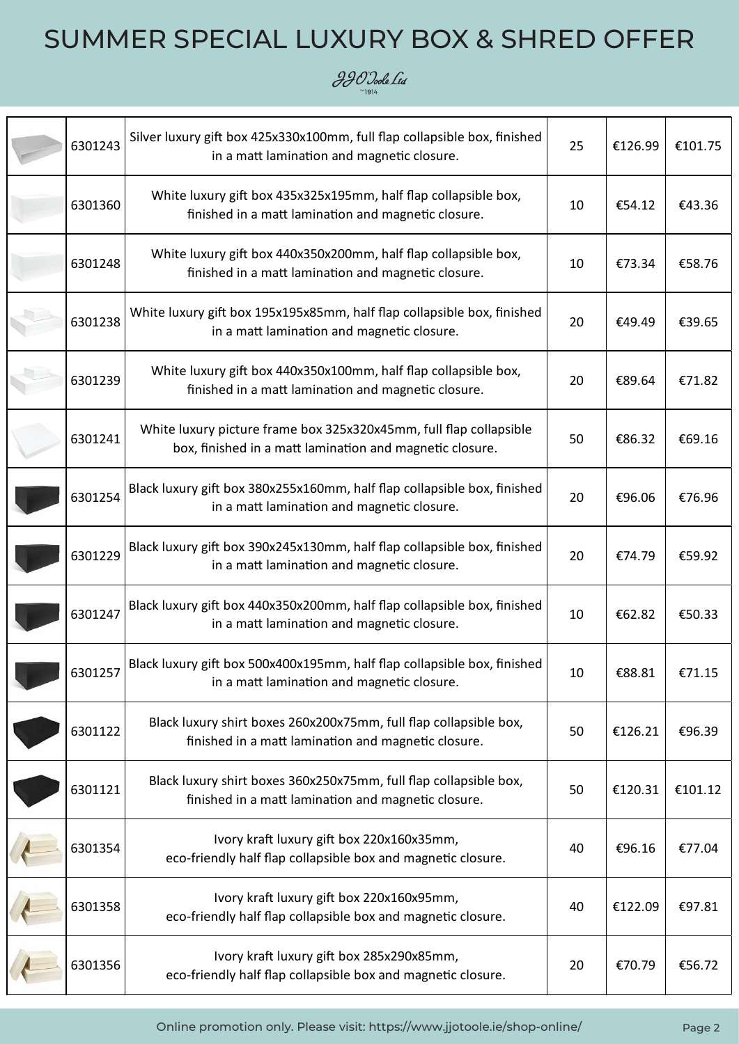# SUMMER SPECIAL LUXURY BOX & SHRED OFFER

JJO'Toole Ltd
est 1914

| | Code | Description | Qty | Price | Offer Price |
|---|---|---|---|---|---|
| | 6301243 | Silver luxury gift box 425x330x100mm, full flap collapsible box, finished in a matt lamination and magnetic closure. | 25 | €126.99 | €101.75 |
| | 6301360 | White luxury gift box 435x325x195mm, half flap collapsible box, finished in a matt lamination and magnetic closure. | 10 | €54.12 | €43.36 |
| | 6301248 | White luxury gift box 440x350x200mm, half flap collapsible box, finished in a matt lamination and magnetic closure. | 10 | €73.34 | €58.76 |
| | 6301238 | White luxury gift box 195x195x85mm, half flap collapsible box, finished in a matt lamination and magnetic closure. | 20 | €49.49 | €39.65 |
| | 6301239 | White luxury gift box 440x350x100mm, half flap collapsible box, finished in a matt lamination and magnetic closure. | 20 | €89.64 | €71.82 |
| | 6301241 | White luxury picture frame box 325x320x45mm, full flap collapsible box, finished in a matt lamination and magnetic closure. | 50 | €86.32 | €69.16 |
| | 6301254 | Black luxury gift box 380x255x160mm, half flap collapsible box, finished in a matt lamination and magnetic closure. | 20 | €96.06 | €76.96 |
| | 6301229 | Black luxury gift box 390x245x130mm, half flap collapsible box, finished in a matt lamination and magnetic closure. | 20 | €74.79 | €59.92 |
| | 6301247 | Black luxury gift box 440x350x200mm, half flap collapsible box, finished in a matt lamination and magnetic closure. | 10 | €62.82 | €50.33 |
| | 6301257 | Black luxury gift box 500x400x195mm, half flap collapsible box, finished in a matt lamination and magnetic closure. | 10 | €88.81 | €71.15 |
| | 6301122 | Black luxury shirt boxes 260x200x75mm, full flap collapsible box, finished in a matt lamination and magnetic closure. | 50 | €126.21 | €96.39 |
| | 6301121 | Black luxury shirt boxes 360x250x75mm, full flap collapsible box, finished in a matt lamination and magnetic closure. | 50 | €120.31 | €101.12 |
| | 6301354 | Ivory kraft luxury gift box 220x160x35mm, eco-friendly half flap collapsible box and magnetic closure. | 40 | €96.16 | €77.04 |
| | 6301358 | Ivory kraft luxury gift box 220x160x95mm, eco-friendly half flap collapsible box and magnetic closure. | 40 | €122.09 | €97.81 |
| | 6301356 | Ivory kraft luxury gift box 285x290x85mm, eco-friendly half flap collapsible box and magnetic closure. | 20 | €70.79 | €56.72 |

Online promotion only. Please visit: https://www.jjotoole.ie/shop-online/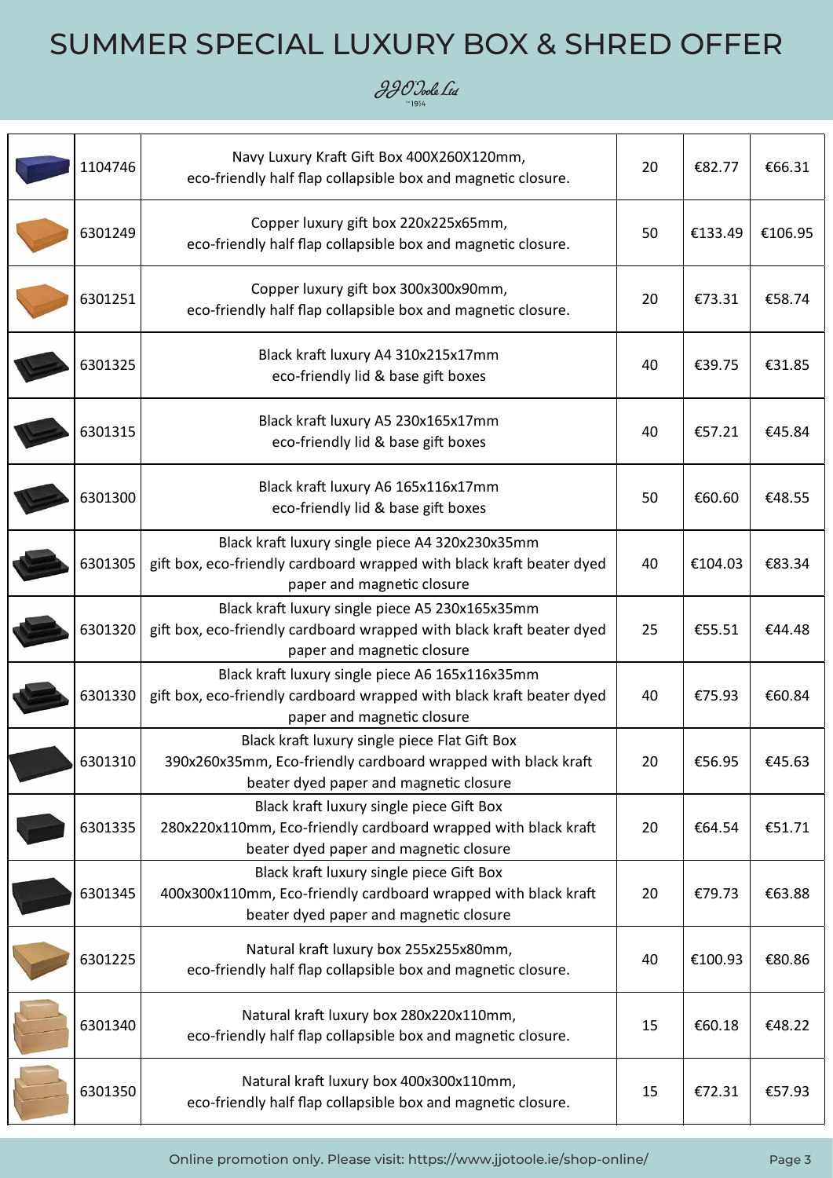# SUMMER SPECIAL LUXURY BOX & SHRED OFFER

JJO'Toole Ltd

| | Code | Description | Qty | Price | Offer |
|---|---|---|---|---|---|
| | 1104746 | Navy Luxury Kraft Gift Box 400X260X120mm, eco-friendly half flap collapsible box and magnetic closure. | 20 | €82.77 | €66.31 |
| | 6301249 | Copper luxury gift box 220x225x65mm, eco-friendly half flap collapsible box and magnetic closure. | 50 | €133.49 | €106.95 |
| | 6301251 | Copper luxury gift box 300x300x90mm, eco-friendly half flap collapsible box and magnetic closure. | 20 | €73.31 | €58.74 |
| | 6301325 | Black kraft luxury A4 310x215x17mm eco-friendly lid & base gift boxes | 40 | €39.75 | €31.85 |
| | 6301315 | Black kraft luxury A5 230x165x17mm eco-friendly lid & base gift boxes | 40 | €57.21 | €45.84 |
| | 6301300 | Black kraft luxury A6 165x116x17mm eco-friendly lid & base gift boxes | 50 | €60.60 | €48.55 |
| | 6301305 | Black kraft luxury single piece A4 320x230x35mm gift box, eco-friendly cardboard wrapped with black kraft beater dyed paper and magnetic closure | 40 | €104.03 | €83.34 |
| | 6301320 | Black kraft luxury single piece A5 230x165x35mm gift box, eco-friendly cardboard wrapped with black kraft beater dyed paper and magnetic closure | 25 | €55.51 | €44.48 |
| | 6301330 | Black kraft luxury single piece A6 165x116x35mm gift box, eco-friendly cardboard wrapped with black kraft beater dyed paper and magnetic closure | 40 | €75.93 | €60.84 |
| | 6301310 | Black kraft luxury single piece Flat Gift Box 390x260x35mm, Eco-friendly cardboard wrapped with black kraft beater dyed paper and magnetic closure | 20 | €56.95 | €45.63 |
| | 6301335 | Black kraft luxury single piece Gift Box 280x220x110mm, Eco-friendly cardboard wrapped with black kraft beater dyed paper and magnetic closure | 20 | €64.54 | €51.71 |
| | 6301345 | Black kraft luxury single piece Gift Box 400x300x110mm, Eco-friendly cardboard wrapped with black kraft beater dyed paper and magnetic closure | 20 | €79.73 | €63.88 |
| | 6301225 | Natural kraft luxury box 255x255x80mm, eco-friendly half flap collapsible box and magnetic closure. | 40 | €100.93 | €80.86 |
| | 6301340 | Natural kraft luxury box 280x220x110mm, eco-friendly half flap collapsible box and magnetic closure. | 15 | €60.18 | €48.22 |
| | 6301350 | Natural kraft luxury box 400x300x110mm, eco-friendly half flap collapsible box and magnetic closure. | 15 | €72.31 | €57.93 |

Online promotion only. Please visit: https://www.jjotoole.ie/shop-online/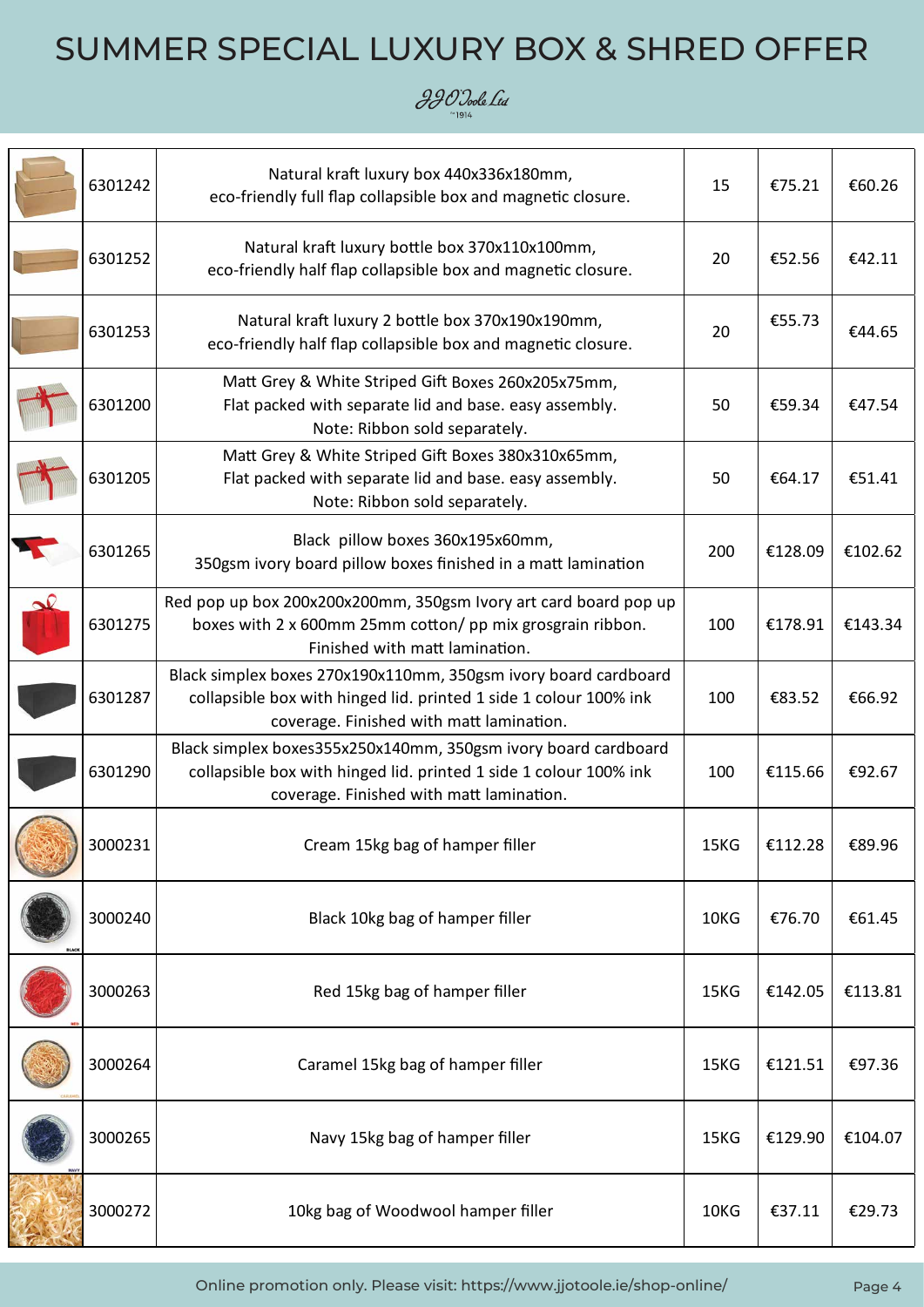# SUMMER SPECIAL LUXURY BOX & SHRED OFFER

JJO'Toole Ltd
1914

| | | | | | |
|---|---|---|---|---|---|
| | 6301242 | Natural kraft luxury box 440x336x180mm, eco-friendly full flap collapsible box and magnetic closure. | 15 | €75.21 | €60.26 |
| | 6301252 | Natural kraft luxury bottle box 370x110x100mm, eco-friendly half flap collapsible box and magnetic closure. | 20 | €52.56 | €42.11 |
| | 6301253 | Natural kraft luxury 2 bottle box 370x190x190mm, eco-friendly half flap collapsible box and magnetic closure. | 20 | €55.73 | €44.65 |
| | 6301200 | Matt Grey & White Striped Gift Boxes 260x205x75mm, Flat packed with separate lid and base. easy assembly. Note: Ribbon sold separately. | 50 | €59.34 | €47.54 |
| | 6301205 | Matt Grey & White Striped Gift Boxes 380x310x65mm, Flat packed with separate lid and base. easy assembly. Note: Ribbon sold separately. | 50 | €64.17 | €51.41 |
| | 6301265 | Black pillow boxes 360x195x60mm, 350gsm ivory board pillow boxes finished in a matt lamination | 200 | €128.09 | €102.62 |
| | 6301275 | Red pop up box 200x200x200mm, 350gsm Ivory art card board pop up boxes with 2 x 600mm 25mm cotton/ pp mix grosgrain ribbon. Finished with matt lamination. | 100 | €178.91 | €143.34 |
| | 6301287 | Black simplex boxes 270x190x110mm, 350gsm ivory board cardboard collapsible box with hinged lid. printed 1 side 1 colour 100% ink coverage. Finished with matt lamination. | 100 | €83.52 | €66.92 |
| | 6301290 | Black simplex boxes355x250x140mm, 350gsm ivory board cardboard collapsible box with hinged lid. printed 1 side 1 colour 100% ink coverage. Finished with matt lamination. | 100 | €115.66 | €92.67 |
| | 3000231 | Cream 15kg bag of hamper filler | 15KG | €112.28 | €89.96 |
| | 3000240 | Black 10kg bag of hamper filler | 10KG | €76.70 | €61.45 |
| | 3000263 | Red 15kg bag of hamper filler | 15KG | €142.05 | €113.81 |
| | 3000264 | Caramel 15kg bag of hamper filler | 15KG | €121.51 | €97.36 |
| | 3000265 | Navy 15kg bag of hamper filler | 15KG | €129.90 | €104.07 |
| | 3000272 | 10kg bag of Woodwool hamper filler | 10KG | €37.11 | €29.73 |

Online promotion only. Please visit: https://www.jjotoole.ie/shop-online/